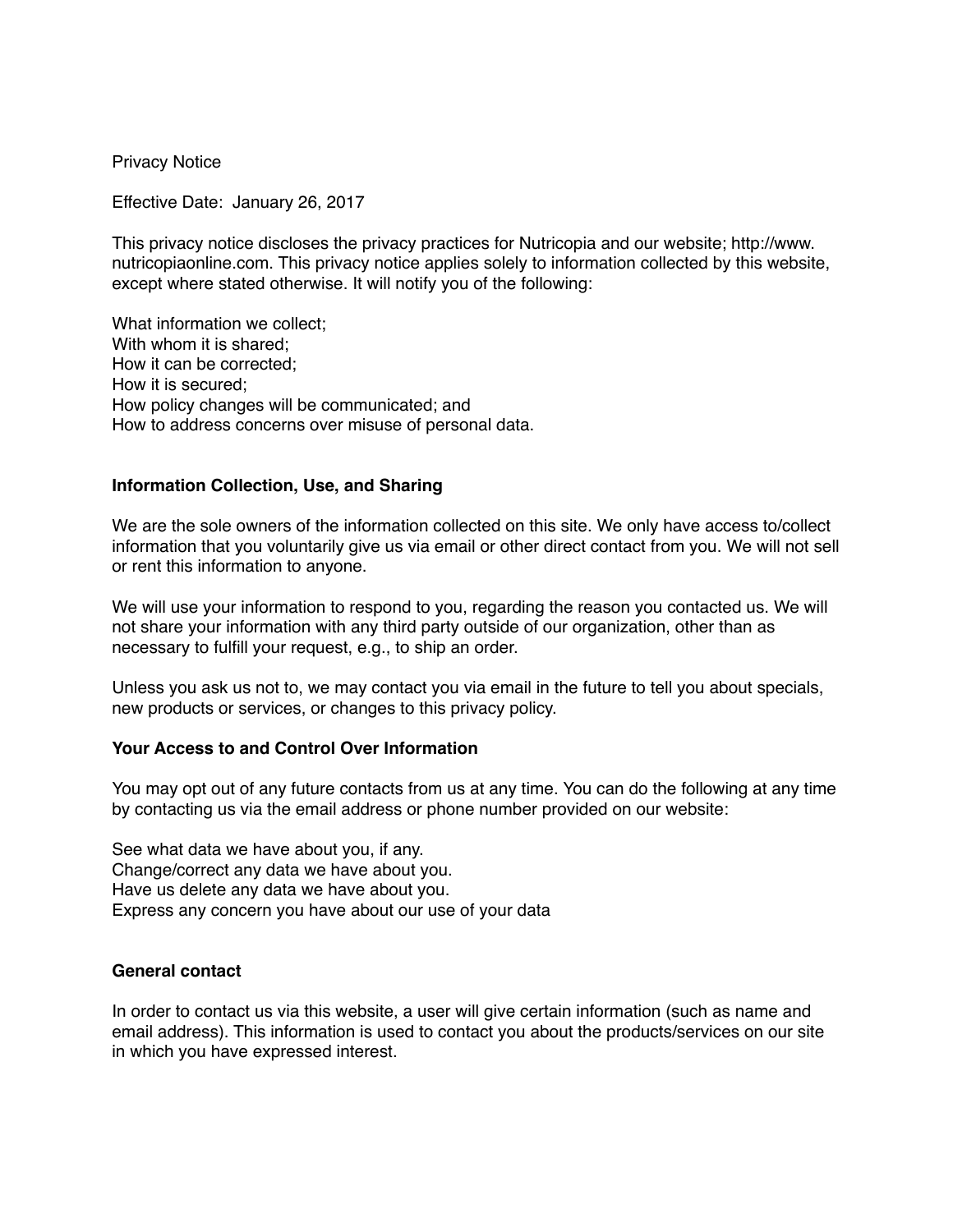# Privacy Notice

Effective Date: January 26, 2017

This privacy notice discloses the privacy practices for Nutricopia and our website; http://www.nutricopiaonline.com. This privacy notice applies solely to information collected by this website, except where stated otherwise. It will notify you of the following:

What information we collect;
With whom it is shared;
How it can be corrected;
How it is secured;
How policy changes will be communicated; and
How to address concerns over misuse of personal data.

## Information Collection, Use, and Sharing

We are the sole owners of the information collected on this site. We only have access to/collect information that you voluntarily give us via email or other direct contact from you. We will not sell or rent this information to anyone.

We will use your information to respond to you, regarding the reason you contacted us. We will not share your information with any third party outside of our organization, other than as necessary to fulfill your request, e.g., to ship an order.

Unless you ask us not to, we may contact you via email in the future to tell you about specials, new products or services, or changes to this privacy policy.

## Your Access to and Control Over Information

You may opt out of any future contacts from us at any time. You can do the following at any time by contacting us via the email address or phone number provided on our website:

See what data we have about you, if any.
Change/correct any data we have about you.
Have us delete any data we have about you.
Express any concern you have about our use of your data

## General contact

In order to contact us via this website, a user will give certain information (such as name and email address). This information is used to contact you about the products/services on our site in which you have expressed interest.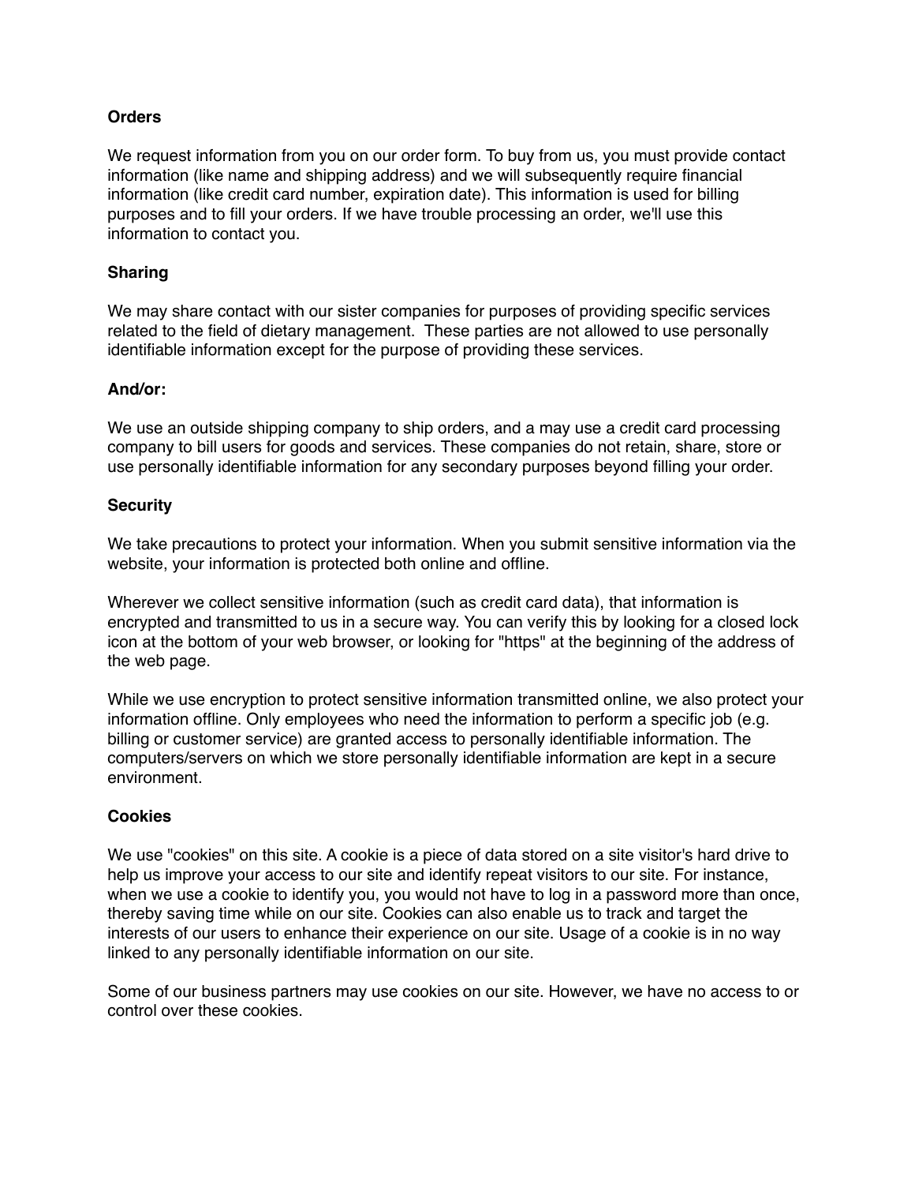**Orders**

We request information from you on our order form. To buy from us, you must provide contact information (like name and shipping address) and we will subsequently require financial information (like credit card number, expiration date). This information is used for billing purposes and to fill your orders. If we have trouble processing an order, we'll use this information to contact you.

**Sharing**

We may share contact with our sister companies for purposes of providing specific services related to the field of dietary management. These parties are not allowed to use personally identifiable information except for the purpose of providing these services.

**And/or:**

We use an outside shipping company to ship orders, and a may use a credit card processing company to bill users for goods and services. These companies do not retain, share, store or use personally identifiable information for any secondary purposes beyond filling your order.

**Security**

We take precautions to protect your information. When you submit sensitive information via the website, your information is protected both online and offline.

Wherever we collect sensitive information (such as credit card data), that information is encrypted and transmitted to us in a secure way. You can verify this by looking for a closed lock icon at the bottom of your web browser, or looking for "https" at the beginning of the address of the web page.

While we use encryption to protect sensitive information transmitted online, we also protect your information offline. Only employees who need the information to perform a specific job (e.g. billing or customer service) are granted access to personally identifiable information. The computers/servers on which we store personally identifiable information are kept in a secure environment.

**Cookies**

We use "cookies" on this site. A cookie is a piece of data stored on a site visitor's hard drive to help us improve your access to our site and identify repeat visitors to our site. For instance, when we use a cookie to identify you, you would not have to log in a password more than once, thereby saving time while on our site. Cookies can also enable us to track and target the interests of our users to enhance their experience on our site. Usage of a cookie is in no way linked to any personally identifiable information on our site.

Some of our business partners may use cookies on our site. However, we have no access to or control over these cookies.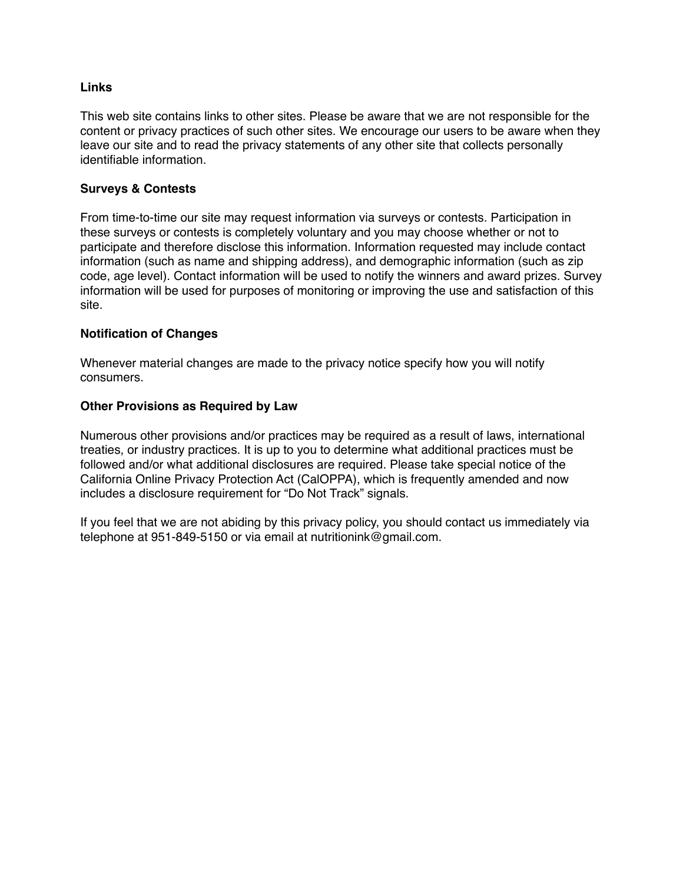**Links**

This web site contains links to other sites. Please be aware that we are not responsible for the content or privacy practices of such other sites. We encourage our users to be aware when they leave our site and to read the privacy statements of any other site that collects personally identifiable information.

**Surveys & Contests**

From time-to-time our site may request information via surveys or contests. Participation in these surveys or contests is completely voluntary and you may choose whether or not to participate and therefore disclose this information. Information requested may include contact information (such as name and shipping address), and demographic information (such as zip code, age level). Contact information will be used to notify the winners and award prizes. Survey information will be used for purposes of monitoring or improving the use and satisfaction of this site.

**Notification of Changes**

Whenever material changes are made to the privacy notice specify how you will notify consumers.

**Other Provisions as Required by Law**

Numerous other provisions and/or practices may be required as a result of laws, international treaties, or industry practices. It is up to you to determine what additional practices must be followed and/or what additional disclosures are required. Please take special notice of the California Online Privacy Protection Act (CalOPPA), which is frequently amended and now includes a disclosure requirement for “Do Not Track” signals.

If you feel that we are not abiding by this privacy policy, you should contact us immediately via telephone at 951-849-5150 or via email at nutritionink@gmail.com.